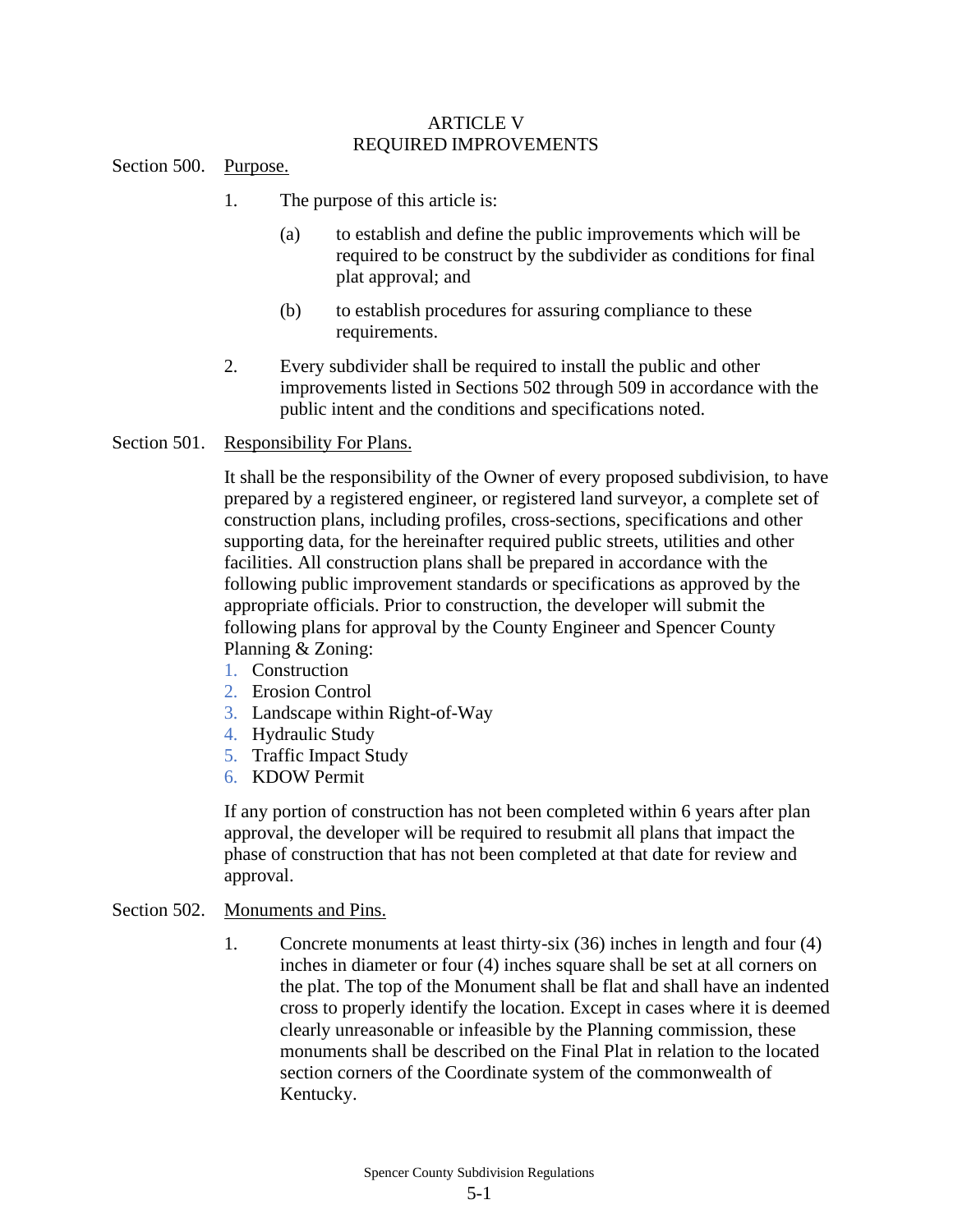# ARTICLE V
# REQUIRED IMPROVEMENTS

Section 500. Purpose.

1. The purpose of this article is:

   (a) to establish and define the public improvements which will be required to be construct by the subdivider as conditions for final plat approval; and

   (b) to establish procedures for assuring compliance to these requirements.

2. Every subdivider shall be required to install the public and other improvements listed in Sections 502 through 509 in accordance with the public intent and the conditions and specifications noted.

Section 501. Responsibility For Plans.

It shall be the responsibility of the Owner of every proposed subdivision, to have prepared by a registered engineer, or registered land surveyor, a complete set of construction plans, including profiles, cross-sections, specifications and other supporting data, for the hereinafter required public streets, utilities and other facilities. All construction plans shall be prepared in accordance with the following public improvement standards or specifications as approved by the appropriate officials. Prior to construction, the developer will submit the following plans for approval by the County Engineer and Spencer County Planning & Zoning:

1. Construction
2. Erosion Control
3. Landscape within Right-of-Way
4. Hydraulic Study
5. Traffic Impact Study
6. KDOW Permit

If any portion of construction has not been completed within 6 years after plan approval, the developer will be required to resubmit all plans that impact the phase of construction that has not been completed at that date for review and approval.

Section 502. Monuments and Pins.

1. Concrete monuments at least thirty-six (36) inches in length and four (4) inches in diameter or four (4) inches square shall be set at all corners on the plat. The top of the Monument shall be flat and shall have an indented cross to properly identify the location. Except in cases where it is deemed clearly unreasonable or infeasible by the Planning commission, these monuments shall be described on the Final Plat in relation to the located section corners of the Coordinate system of the commonwealth of Kentucky.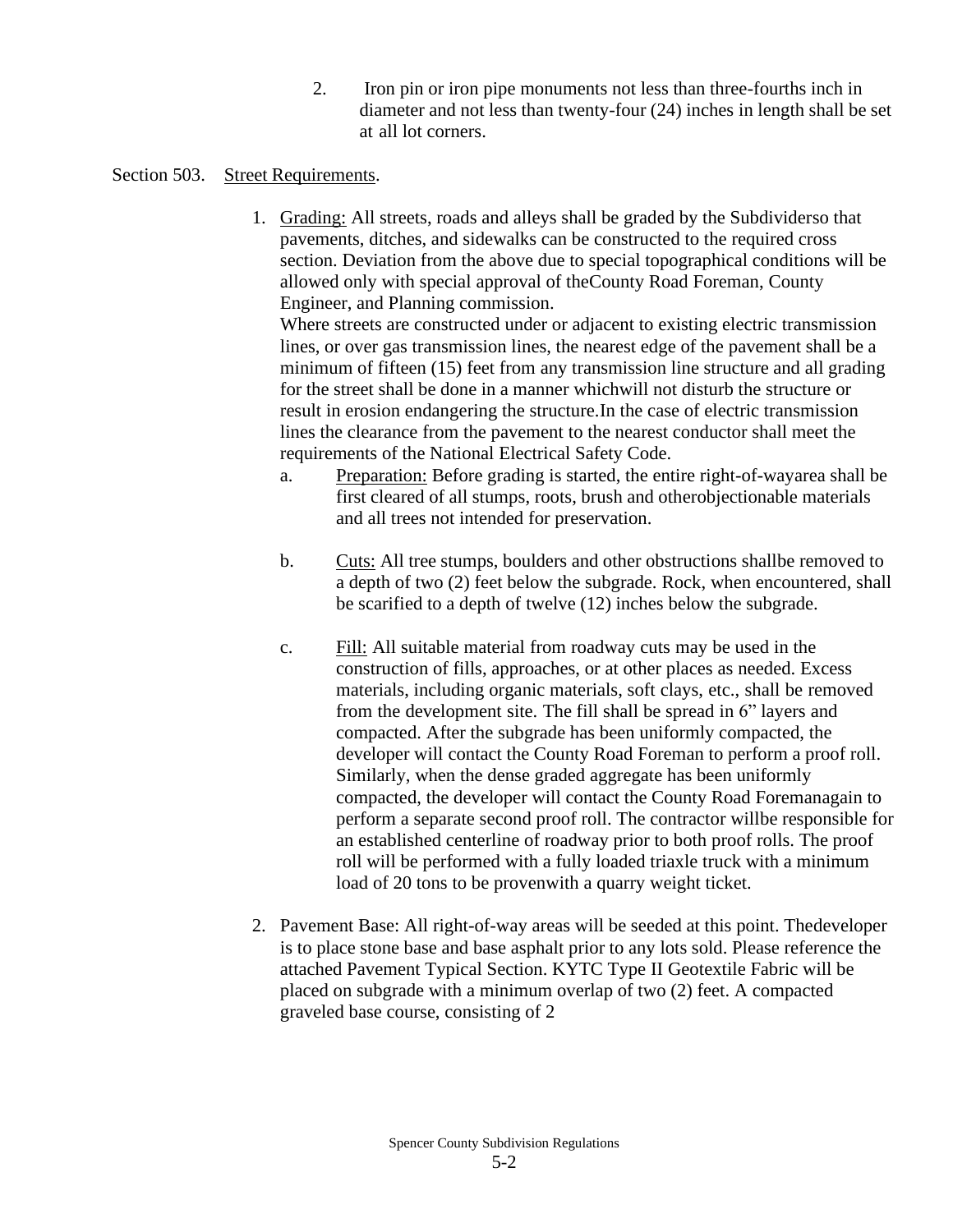2. Iron pin or iron pipe monuments not less than three-fourths inch in diameter and not less than twenty-four (24) inches in length shall be set at all lot corners.

Section 503. Street Requirements.

1. Grading: All streets, roads and alleys shall be graded by the Subdividerso that pavements, ditches, and sidewalks can be constructed to the required cross section. Deviation from the above due to special topographical conditions will be allowed only with special approval of theCounty Road Foreman, County Engineer, and Planning commission.

   Where streets are constructed under or adjacent to existing electric transmission lines, or over gas transmission lines, the nearest edge of the pavement shall be a minimum of fifteen (15) feet from any transmission line structure and all grading for the street shall be done in a manner whichwill not disturb the structure or result in erosion endangering the structure.In the case of electric transmission lines the clearance from the pavement to the nearest conductor shall meet the requirements of the National Electrical Safety Code.

   a. Preparation: Before grading is started, the entire right-of-wayarea shall be first cleared of all stumps, roots, brush and otherobjectionable materials and all trees not intended for preservation.

   b. Cuts: All tree stumps, boulders and other obstructions shallbe removed to a depth of two (2) feet below the subgrade. Rock, when encountered, shall be scarified to a depth of twelve (12) inches below the subgrade.

   c. Fill: All suitable material from roadway cuts may be used in the construction of fills, approaches, or at other places as needed. Excess materials, including organic materials, soft clays, etc., shall be removed from the development site. The fill shall be spread in 6" layers and compacted. After the subgrade has been uniformly compacted, the developer will contact the County Road Foreman to perform a proof roll. Similarly, when the dense graded aggregate has been uniformly compacted, the developer will contact the County Road Foremanagain to perform a separate second proof roll. The contractor willbe responsible for an established centerline of roadway prior to both proof rolls. The proof roll will be performed with a fully loaded triaxle truck with a minimum load of 20 tons to be provenwith a quarry weight ticket.

2. Pavement Base: All right-of-way areas will be seeded at this point. Thedeveloper is to place stone base and base asphalt prior to any lots sold. Please reference the attached Pavement Typical Section. KYTC Type II Geotextile Fabric will be placed on subgrade with a minimum overlap of two (2) feet. A compacted graveled base course, consisting of 2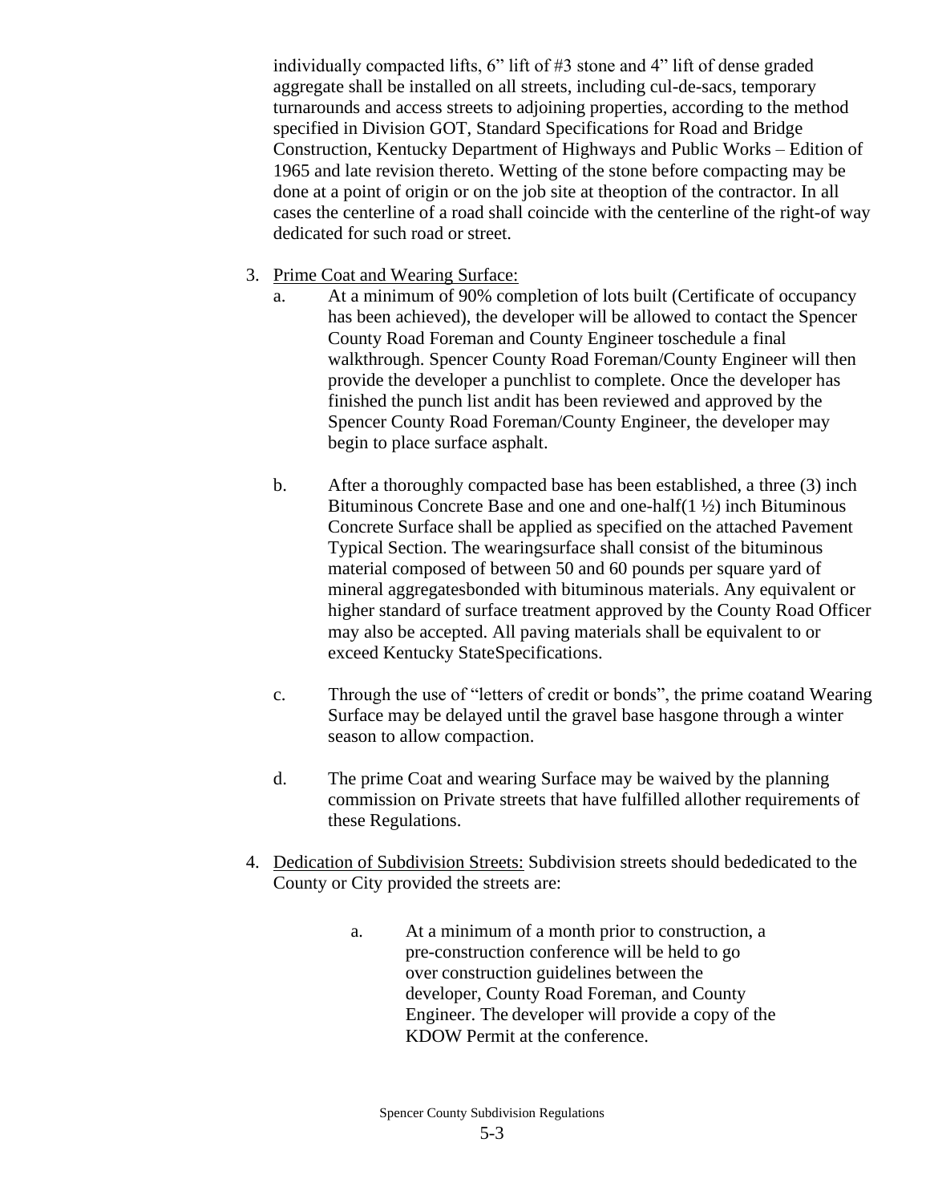individually compacted lifts, 6" lift of #3 stone and 4" lift of dense graded aggregate shall be installed on all streets, including cul-de-sacs, temporary turnarounds and access streets to adjoining properties, according to the method specified in Division GOT, Standard Specifications for Road and Bridge Construction, Kentucky Department of Highways and Public Works – Edition of 1965 and late revision thereto. Wetting of the stone before compacting may be done at a point of origin or on the job site at theoption of the contractor. In all cases the centerline of a road shall coincide with the centerline of the right-of way dedicated for such road or street.

3. <u>Prime Coat and Wearing Surface:</u>
   a. At a minimum of 90% completion of lots built (Certificate of occupancy has been achieved), the developer will be allowed to contact the Spencer County Road Foreman and County Engineer toschedule a final walkthrough. Spencer County Road Foreman/County Engineer will then provide the developer a punchlist to complete. Once the developer has finished the punch list andit has been reviewed and approved by the Spencer County Road Foreman/County Engineer, the developer may begin to place surface asphalt.

   b. After a thoroughly compacted base has been established, a three (3) inch Bituminous Concrete Base and one and one-half(1 ½) inch Bituminous Concrete Surface shall be applied as specified on the attached Pavement Typical Section. The wearingsurface shall consist of the bituminous material composed of between 50 and 60 pounds per square yard of mineral aggregatesbonded with bituminous materials. Any equivalent or higher standard of surface treatment approved by the County Road Officer may also be accepted. All paving materials shall be equivalent to or exceed Kentucky StateSpecifications.

   c. Through the use of "letters of credit or bonds", the prime coatand Wearing Surface may be delayed until the gravel base hasgone through a winter season to allow compaction.

   d. The prime Coat and wearing Surface may be waived by the planning commission on Private streets that have fulfilled allother requirements of these Regulations.

4. <u>Dedication of Subdivision Streets:</u> Subdivision streets should bededicated to the County or City provided the streets are:

   a. At a minimum of a month prior to construction, a pre-construction conference will be held to go over construction guidelines between the developer, County Road Foreman, and County Engineer. The developer will provide a copy of the KDOW Permit at the conference.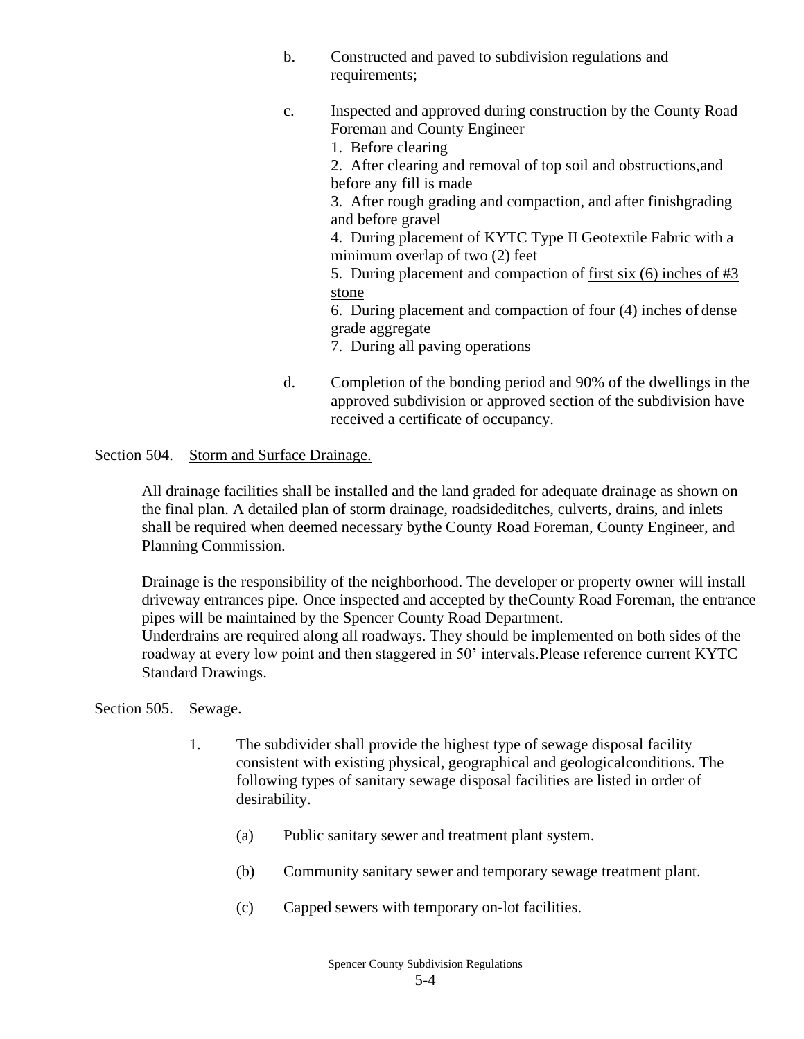b. Constructed and paved to subdivision regulations and requirements;

c. Inspected and approved during construction by the County Road Foreman and County Engineer
   1. Before clearing
   2. After clearing and removal of top soil and obstructions,and before any fill is made
   3. After rough grading and compaction, and after finishgrading and before gravel
   4. During placement of KYTC Type II Geotextile Fabric with a minimum overlap of two (2) feet
   5. During placement and compaction of <u>first six (6) inches of #3 stone</u>
   6. During placement and compaction of four (4) inches of dense grade aggregate
   7. During all paving operations

d. Completion of the bonding period and 90% of the dwellings in the approved subdivision or approved section of the subdivision have received a certificate of occupancy.

Section 504. <u>Storm and Surface Drainage.</u>

All drainage facilities shall be installed and the land graded for adequate drainage as shown on the final plan. A detailed plan of storm drainage, roadsideditches, culverts, drains, and inlets shall be required when deemed necessary bythe County Road Foreman, County Engineer, and Planning Commission.

Drainage is the responsibility of the neighborhood. The developer or property owner will install driveway entrances pipe. Once inspected and accepted by theCounty Road Foreman, the entrance pipes will be maintained by the Spencer County Road Department.
Underdrains are required along all roadways. They should be implemented on both sides of the roadway at every low point and then staggered in 50' intervals.Please reference current KYTC Standard Drawings.

Section 505. <u>Sewage.</u>

1. The subdivider shall provide the highest type of sewage disposal facility consistent with existing physical, geographical and geologicalconditions. The following types of sanitary sewage disposal facilities are listed in order of desirability.

   (a) Public sanitary sewer and treatment plant system.

   (b) Community sanitary sewer and temporary sewage treatment plant.

   (c) Capped sewers with temporary on-lot facilities.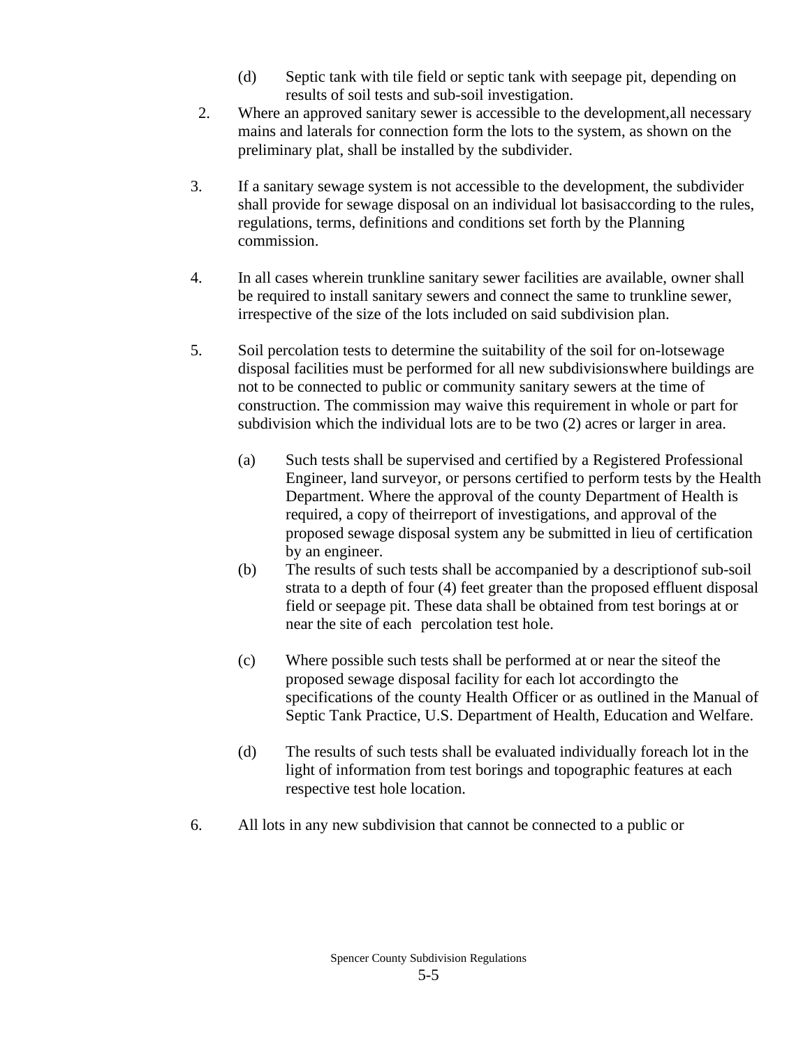(d) Septic tank with tile field or septic tank with seepage pit, depending on results of soil tests and sub-soil investigation.

2. Where an approved sanitary sewer is accessible to the development,all necessary mains and laterals for connection form the lots to the system, as shown on the preliminary plat, shall be installed by the subdivider.

3. If a sanitary sewage system is not accessible to the development, the subdivider shall provide for sewage disposal on an individual lot basisaccording to the rules, regulations, terms, definitions and conditions set forth by the Planning commission.

4. In all cases wherein trunkline sanitary sewer facilities are available, owner shall be required to install sanitary sewers and connect the same to trunkline sewer, irrespective of the size of the lots included on said subdivision plan.

5. Soil percolation tests to determine the suitability of the soil for on-lotsewage disposal facilities must be performed for all new subdivisionswhere buildings are not to be connected to public or community sanitary sewers at the time of construction. The commission may waive this requirement in whole or part for subdivision which the individual lots are to be two (2) acres or larger in area.

   (a) Such tests shall be supervised and certified by a Registered Professional Engineer, land surveyor, or persons certified to perform tests by the Health Department. Where the approval of the county Department of Health is required, a copy of theirreport of investigations, and approval of the proposed sewage disposal system any be submitted in lieu of certification by an engineer.

   (b) The results of such tests shall be accompanied by a descriptionof sub-soil strata to a depth of four (4) feet greater than the proposed effluent disposal field or seepage pit. These data shall be obtained from test borings at or near the site of each percolation test hole.

   (c) Where possible such tests shall be performed at or near the siteof the proposed sewage disposal facility for each lot accordingto the specifications of the county Health Officer or as outlined in the Manual of Septic Tank Practice, U.S. Department of Health, Education and Welfare.

   (d) The results of such tests shall be evaluated individually foreach lot in the light of information from test borings and topographic features at each respective test hole location.

6. All lots in any new subdivision that cannot be connected to a public or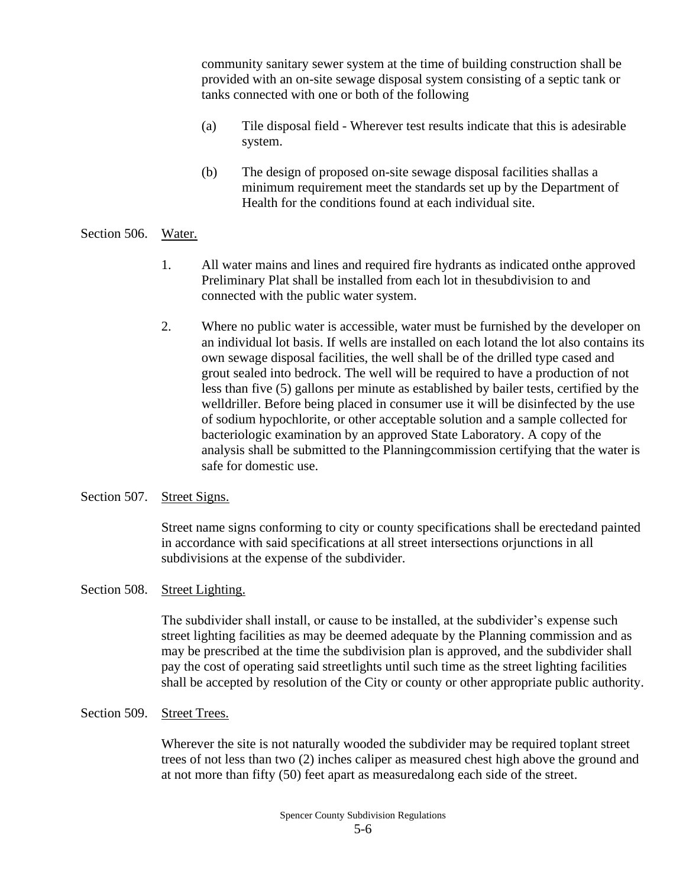community sanitary sewer system at the time of building construction shall be provided with an on-site sewage disposal system consisting of a septic tank or tanks connected with one or both of the following

(a) Tile disposal field - Wherever test results indicate that this is adesirable system.

(b) The design of proposed on-site sewage disposal facilities shallas a minimum requirement meet the standards set up by the Department of Health for the conditions found at each individual site.

Section 506. Water.

1. All water mains and lines and required fire hydrants as indicated onthe approved Preliminary Plat shall be installed from each lot in thesubdivision to and connected with the public water system.

2. Where no public water is accessible, water must be furnished by the developer on an individual lot basis. If wells are installed on each lotand the lot also contains its own sewage disposal facilities, the well shall be of the drilled type cased and grout sealed into bedrock. The well will be required to have a production of not less than five (5) gallons per minute as established by bailer tests, certified by the welldriller. Before being placed in consumer use it will be disinfected by the use of sodium hypochlorite, or other acceptable solution and a sample collected for bacteriologic examination by an approved State Laboratory. A copy of the analysis shall be submitted to the Planningcommission certifying that the water is safe for domestic use.

Section 507. Street Signs.

Street name signs conforming to city or county specifications shall be erectedand painted in accordance with said specifications at all street intersections orjunctions in all subdivisions at the expense of the subdivider.

Section 508. Street Lighting.

The subdivider shall install, or cause to be installed, at the subdivider's expense such street lighting facilities as may be deemed adequate by the Planning commission and as may be prescribed at the time the subdivision plan is approved, and the subdivider shall pay the cost of operating said streetlights until such time as the street lighting facilities shall be accepted by resolution of the City or county or other appropriate public authority.

Section 509. Street Trees.

Wherever the site is not naturally wooded the subdivider may be required toplant street trees of not less than two (2) inches caliper as measured chest high above the ground and at not more than fifty (50) feet apart as measuredalong each side of the street.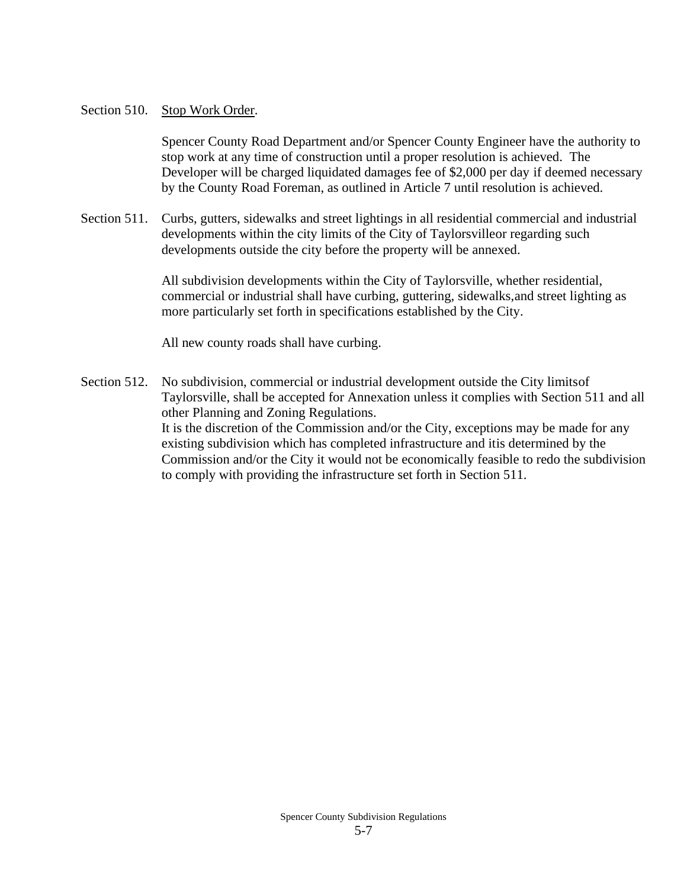Section 510. Stop Work Order.

Spencer County Road Department and/or Spencer County Engineer have the authority to stop work at any time of construction until a proper resolution is achieved. The Developer will be charged liquidated damages fee of $2,000 per day if deemed necessary by the County Road Foreman, as outlined in Article 7 until resolution is achieved.

Section 511. Curbs, gutters, sidewalks and street lightings in all residential commercial and industrial developments within the city limits of the City of Taylorsvilleor regarding such developments outside the city before the property will be annexed.

All subdivision developments within the City of Taylorsville, whether residential, commercial or industrial shall have curbing, guttering, sidewalks,and street lighting as more particularly set forth in specifications established by the City.

All new county roads shall have curbing.

Section 512. No subdivision, commercial or industrial development outside the City limitsof Taylorsville, shall be accepted for Annexation unless it complies with Section 511 and all other Planning and Zoning Regulations.
It is the discretion of the Commission and/or the City, exceptions may be made for any existing subdivision which has completed infrastructure and itis determined by the Commission and/or the City it would not be economically feasible to redo the subdivision to comply with providing the infrastructure set forth in Section 511.